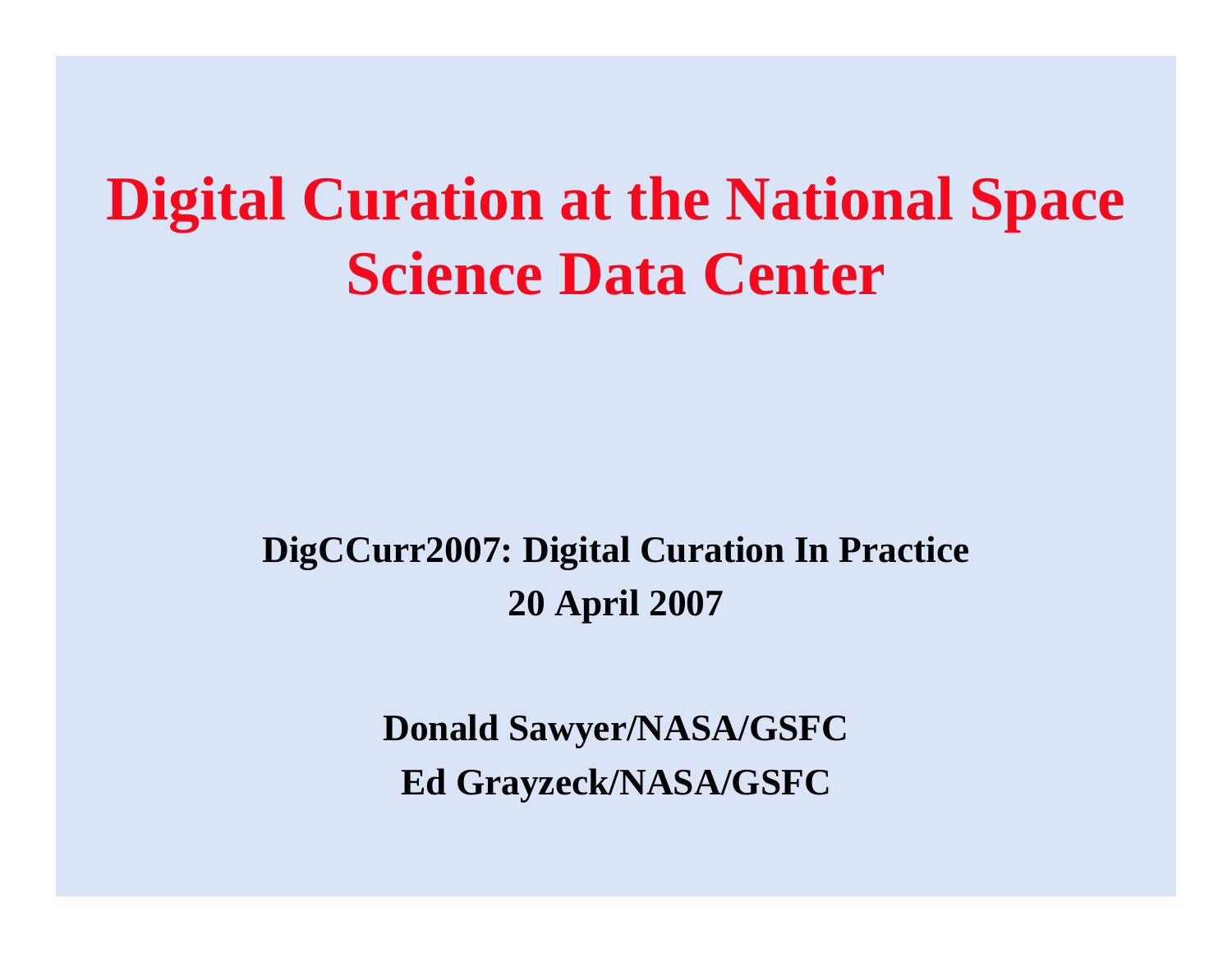# Digital Curation at the National Space Science Data Center

**DigCCurr2007: Digital Curation In Practice**

**20 April 2007**

**Donald Sawyer/NASA/GSFC**

**Ed Grayzeck/NASA/GSFC**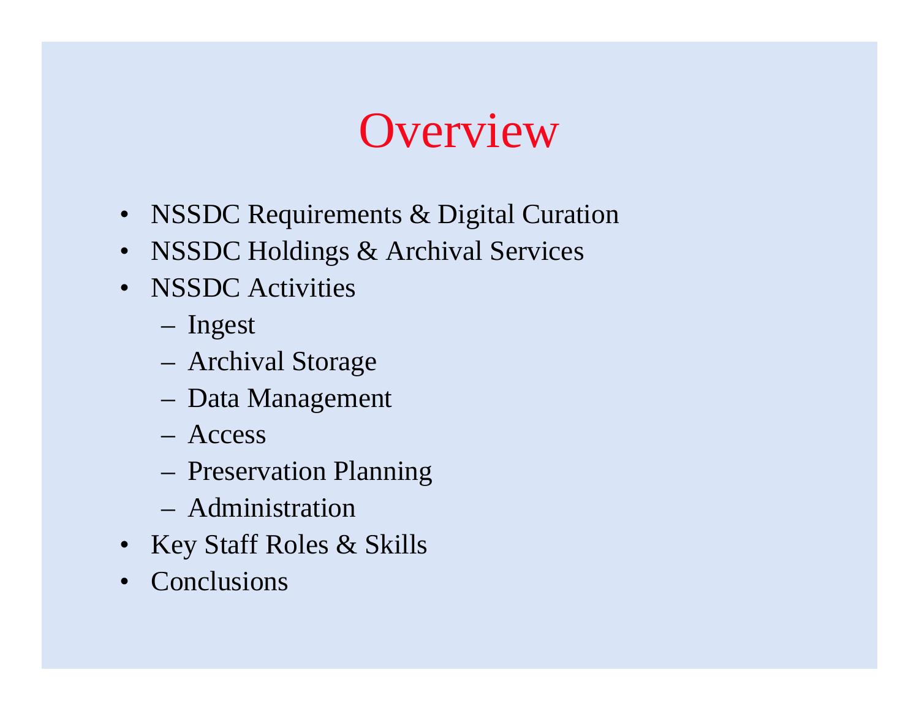# Overview

- NSSDC Requirements & Digital Curation
- NSSDC Holdings & Archival Services
- NSSDC Activities
  - Ingest
  - Archival Storage
  - Data Management
  - Access
  - Preservation Planning
  - Administration
- Key Staff Roles & Skills
- Conclusions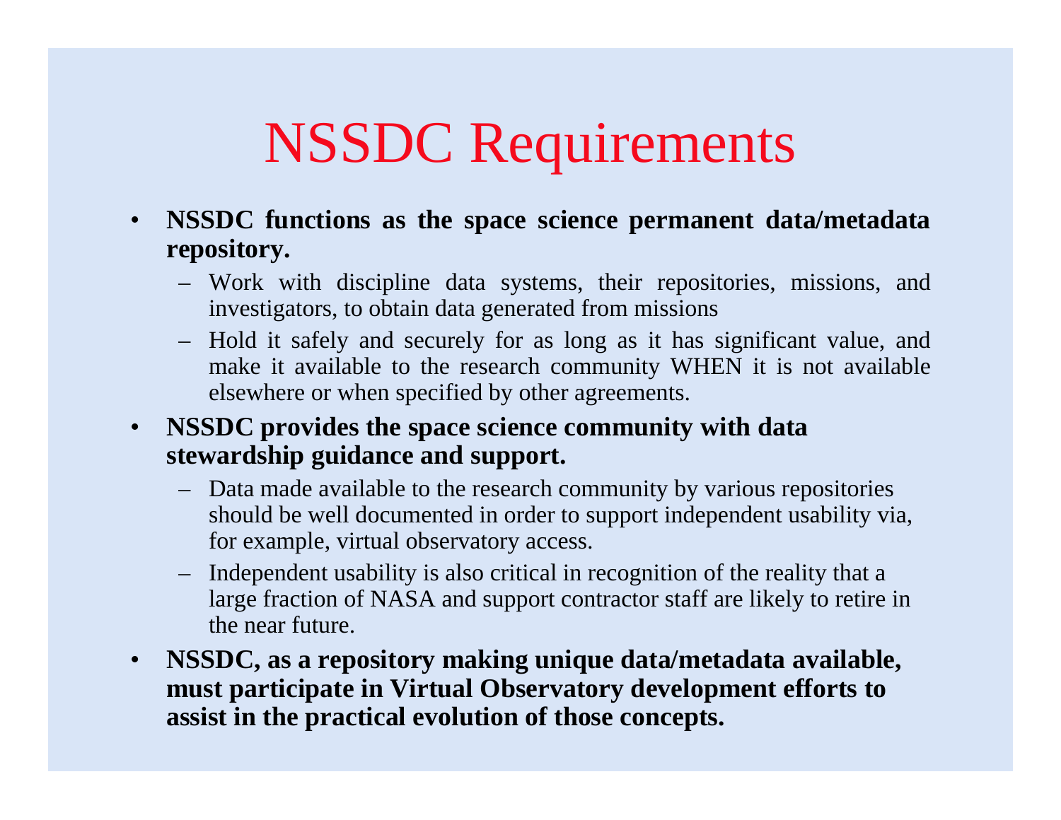# NSSDC Requirements

- **NSSDC functions as the space science permanent data/metadata repository.**
  - Work with discipline data systems, their repositories, missions, and investigators, to obtain data generated from missions
  - Hold it safely and securely for as long as it has significant value, and make it available to the research community WHEN it is not available elsewhere or when specified by other agreements.
- **NSSDC provides the space science community with data stewardship guidance and support.**
  - Data made available to the research community by various repositories should be well documented in order to support independent usability via, for example, virtual observatory access.
  - Independent usability is also critical in recognition of the reality that a large fraction of NASA and support contractor staff are likely to retire in the near future.
- **NSSDC, as a repository making unique data/metadata available, must participate in Virtual Observatory development efforts to assist in the practical evolution of those concepts.**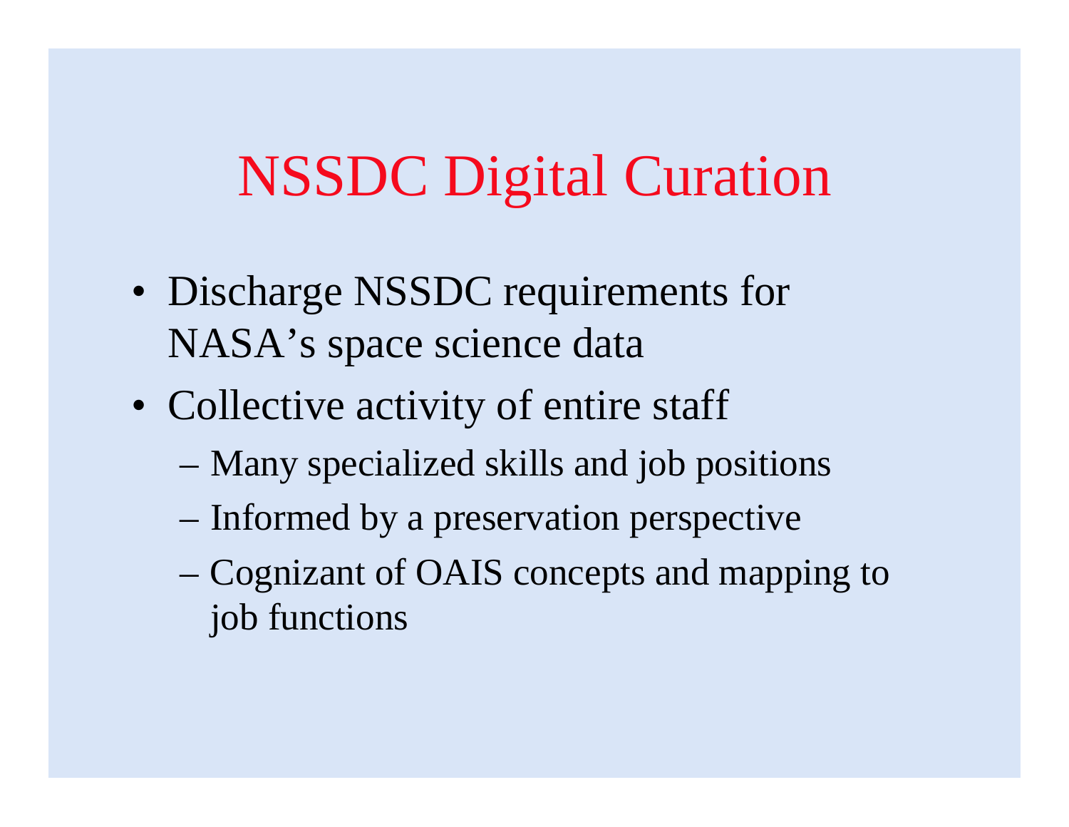# NSSDC Digital Curation

- Discharge NSSDC requirements for NASA's space science data
- Collective activity of entire staff
  - Many specialized skills and job positions
  - Informed by a preservation perspective
  - Cognizant of OAIS concepts and mapping to job functions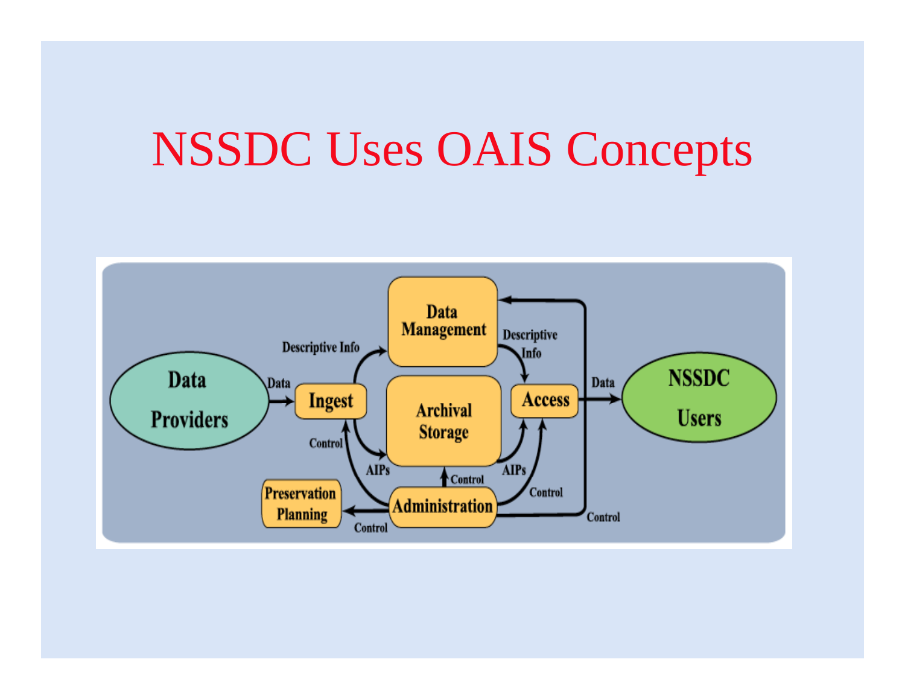# NSSDC Uses OAIS Concepts

Data Providers

Data

Ingest

Descriptive Info

Data Management

Descriptive Info

Access

Data

NSSDC Users

Archival Storage

Control

AIPs

AIPs

Control

Control

Preservation Planning

Administration

Control

Control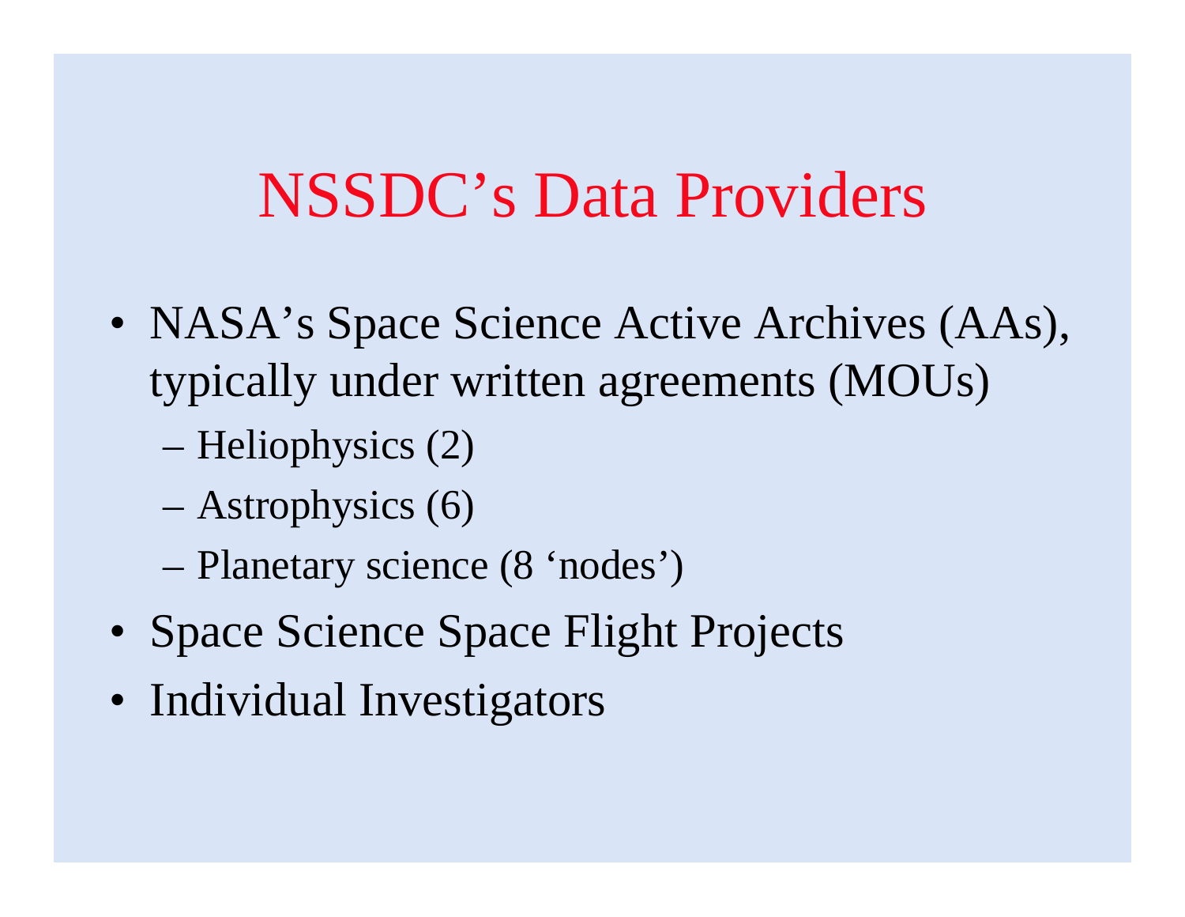# NSSDC's Data Providers

- NASA's Space Science Active Archives (AAs), typically under written agreements (MOUs)
  - Heliophysics (2)
  - Astrophysics (6)
  - Planetary science (8 'nodes')
- Space Science Space Flight Projects
- Individual Investigators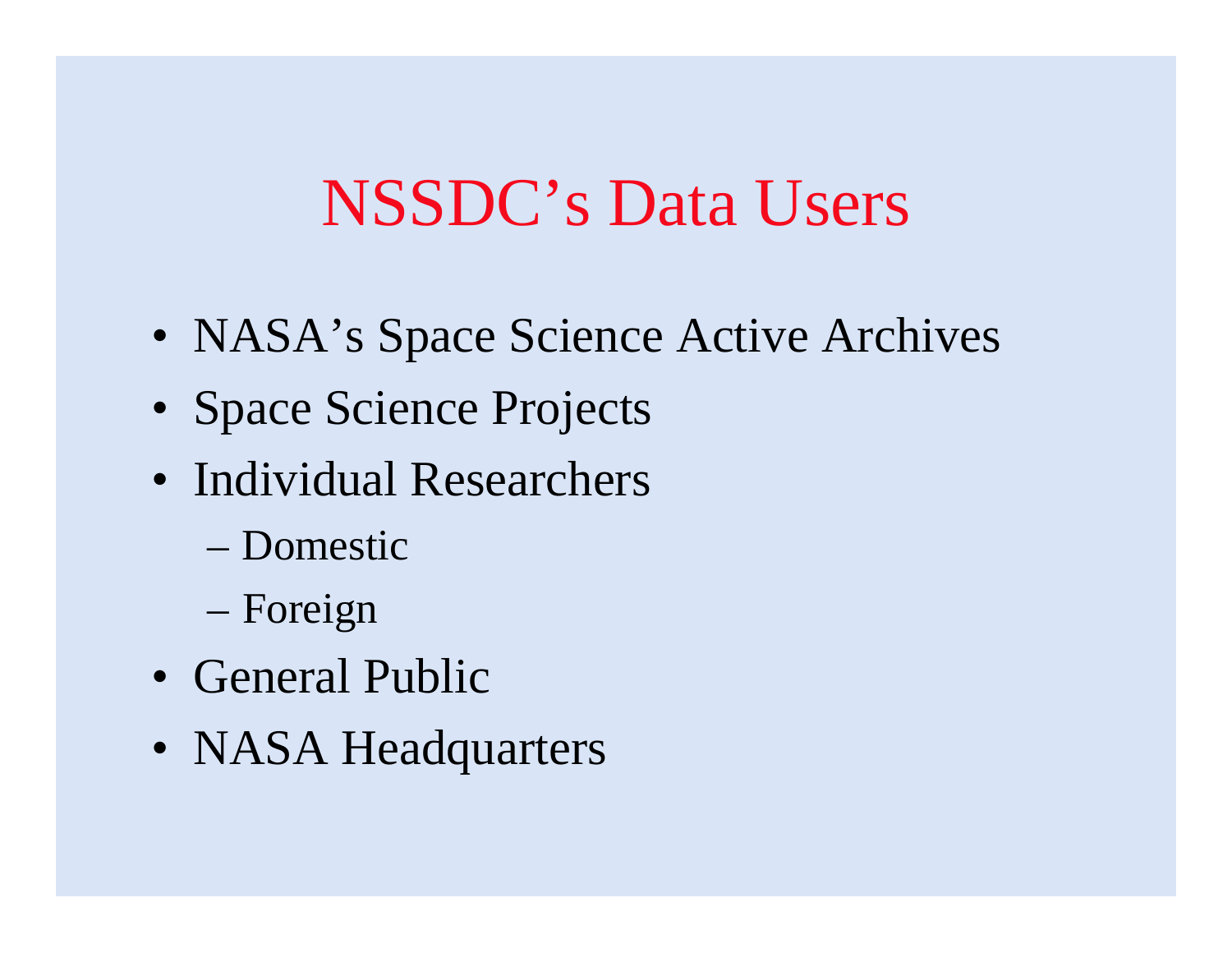# NSSDC's Data Users

- NASA's Space Science Active Archives
- Space Science Projects
- Individual Researchers
  - Domestic
  - Foreign
- General Public
- NASA Headquarters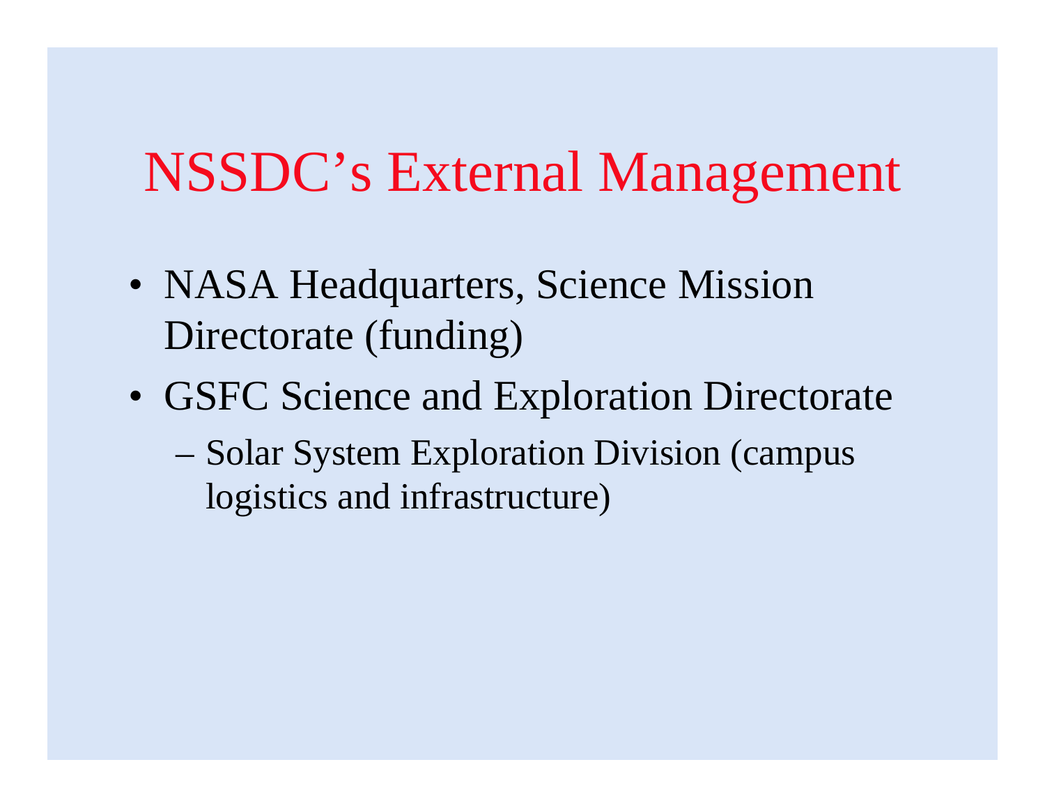# NSSDC's External Management

- NASA Headquarters, Science Mission Directorate (funding)
- GSFC Science and Exploration Directorate
  - Solar System Exploration Division (campus logistics and infrastructure)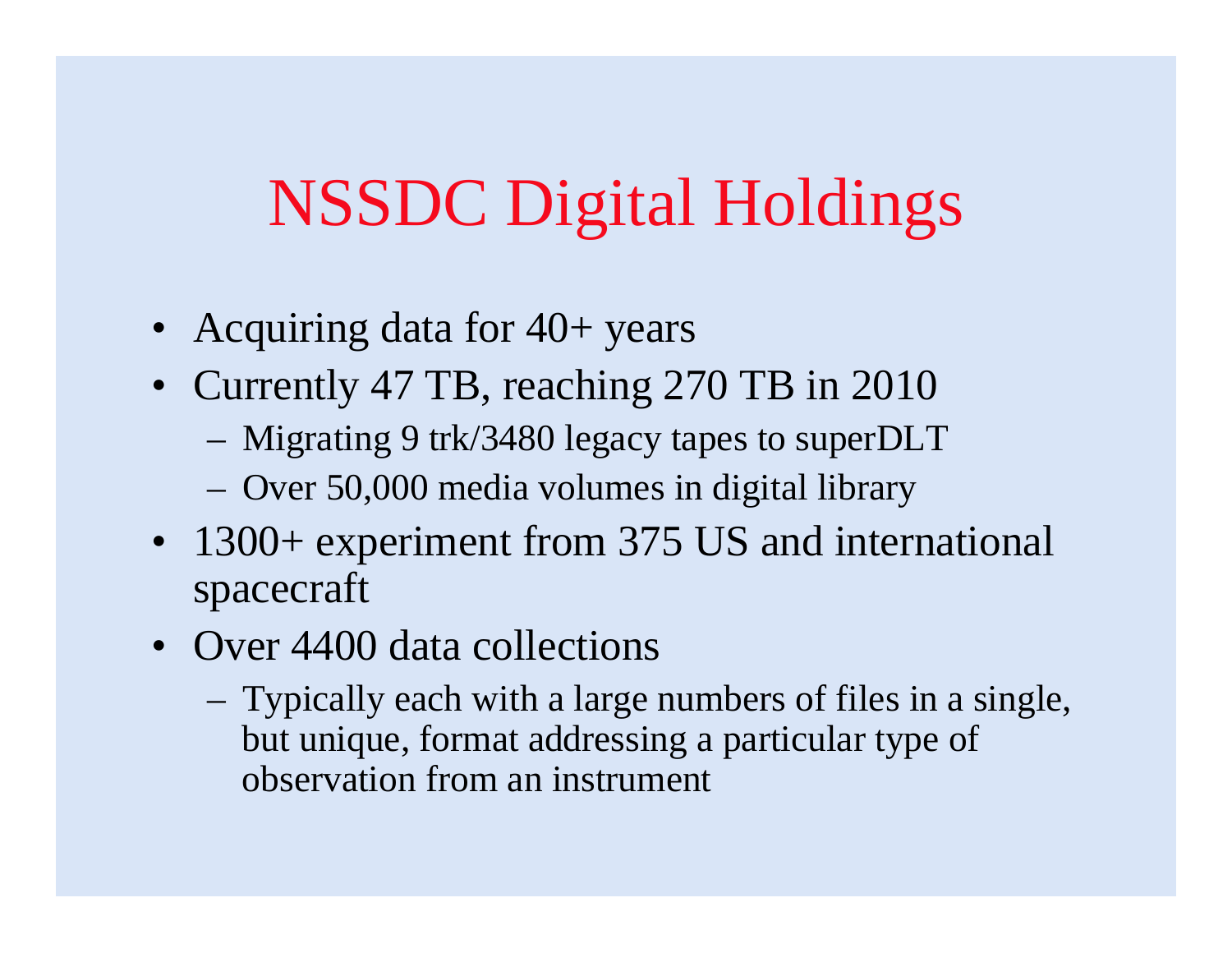# NSSDC Digital Holdings

- Acquiring data for 40+ years
- Currently 47 TB, reaching 270 TB in 2010
  - Migrating 9 trk/3480 legacy tapes to superDLT
  - Over 50,000 media volumes in digital library
- 1300+ experiment from 375 US and international spacecraft
- Over 4400 data collections
  - Typically each with a large numbers of files in a single, but unique, format addressing a particular type of observation from an instrument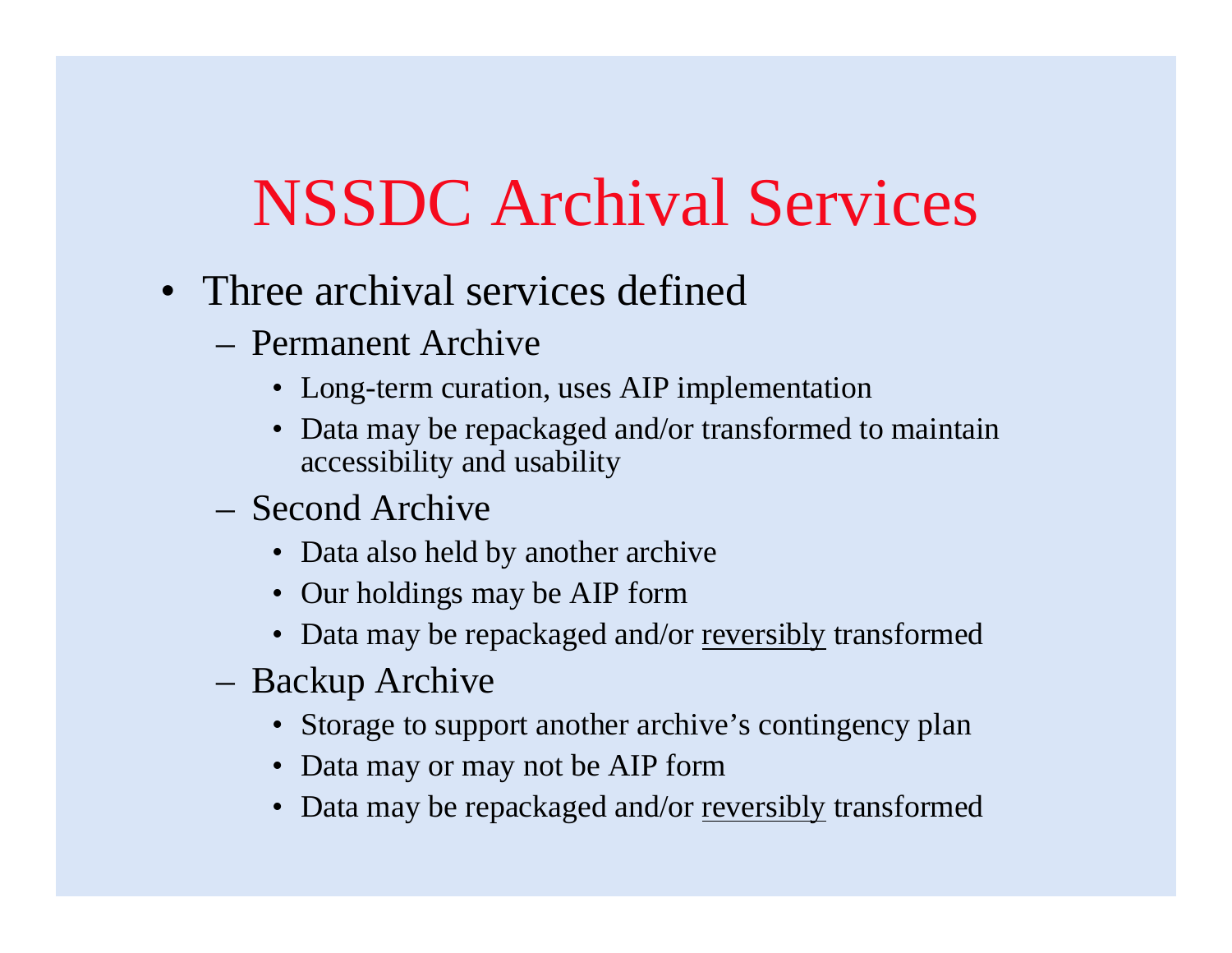# NSSDC Archival Services

- Three archival services defined
  - Permanent Archive
    - Long-term curation, uses AIP implementation
    - Data may be repackaged and/or transformed to maintain accessibility and usability
  - Second Archive
    - Data also held by another archive
    - Our holdings may be AIP form
    - Data may be repackaged and/or <u>reversibly</u> transformed
  - Backup Archive
    - Storage to support another archive's contingency plan
    - Data may or may not be AIP form
    - Data may be repackaged and/or <u>reversibly</u> transformed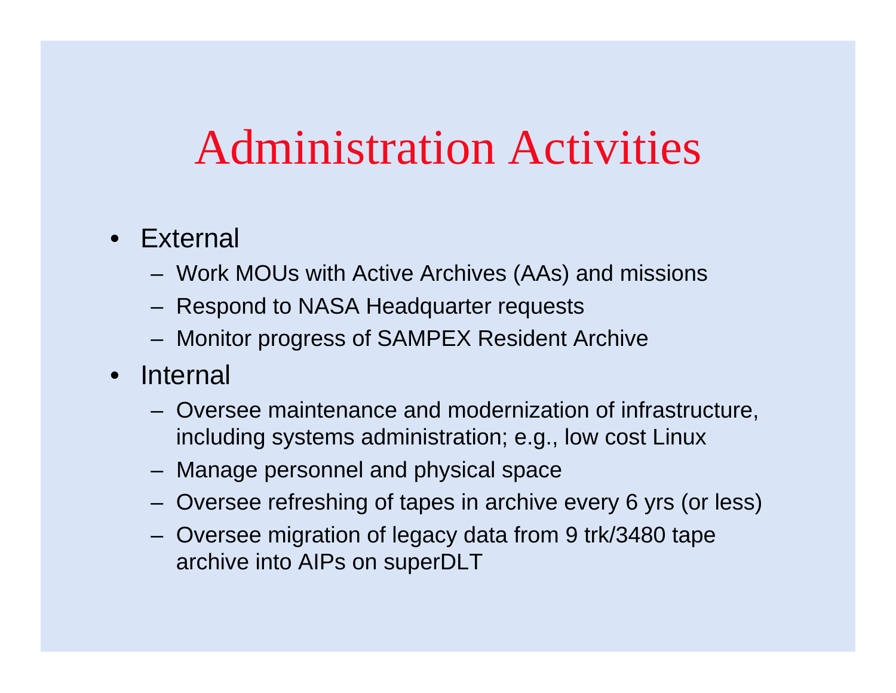# Administration Activities

- External
  - Work MOUs with Active Archives (AAs) and missions
  - Respond to NASA Headquarter requests
  - Monitor progress of SAMPEX Resident Archive
- Internal
  - Oversee maintenance and modernization of infrastructure, including systems administration; e.g., low cost Linux
  - Manage personnel and physical space
  - Oversee refreshing of tapes in archive every 6 yrs (or less)
  - Oversee migration of legacy data from 9 trk/3480 tape archive into AIPs on superDLT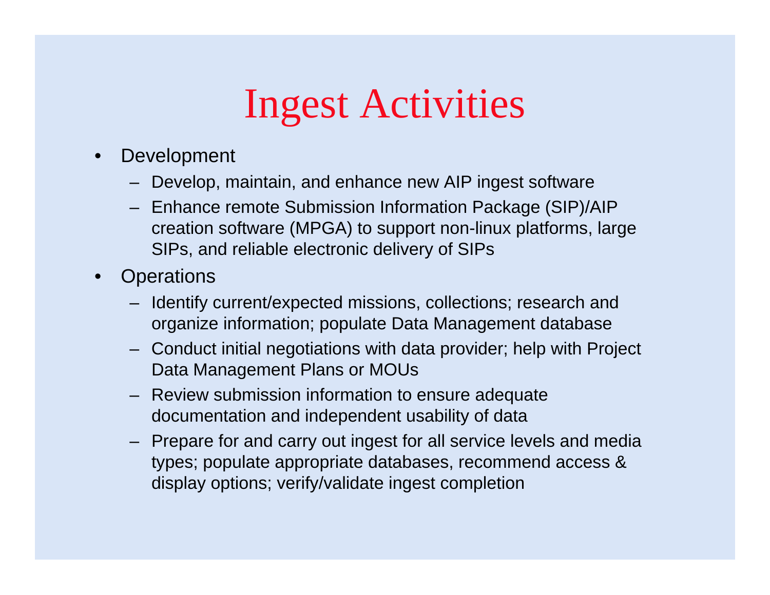# Ingest Activities

- Development
  - Develop, maintain, and enhance new AIP ingest software
  - Enhance remote Submission Information Package (SIP)/AIP creation software (MPGA) to support non-linux platforms, large SIPs, and reliable electronic delivery of SIPs
- Operations
  - Identify current/expected missions, collections; research and organize information; populate Data Management database
  - Conduct initial negotiations with data provider; help with Project Data Management Plans or MOUs
  - Review submission information to ensure adequate documentation and independent usability of data
  - Prepare for and carry out ingest for all service levels and media types; populate appropriate databases, recommend access & display options; verify/validate ingest completion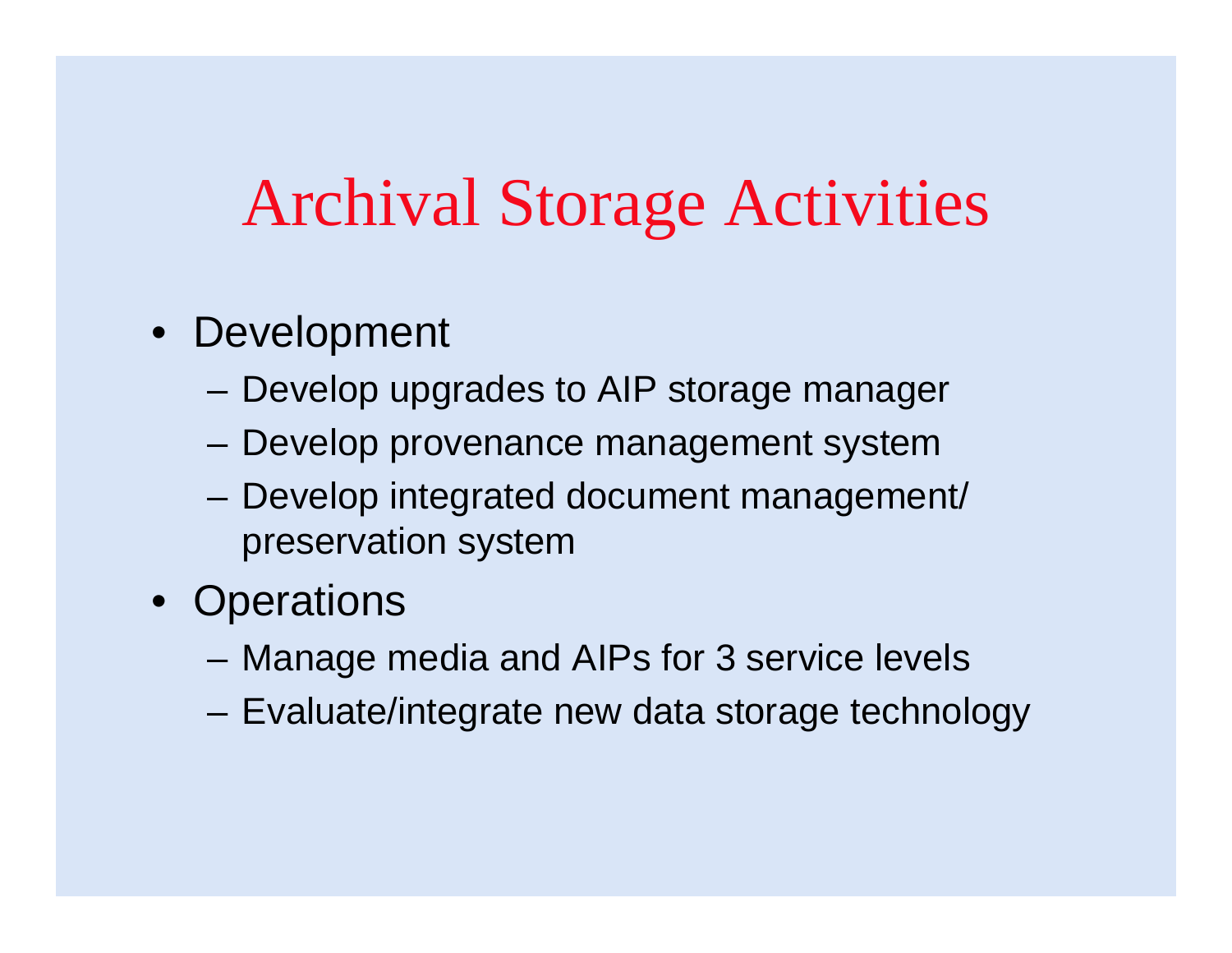# Archival Storage Activities

- Development
  - Develop upgrades to AIP storage manager
  - Develop provenance management system
  - Develop integrated document management/ preservation system
- Operations
  - Manage media and AIPs for 3 service levels
  - Evaluate/integrate new data storage technology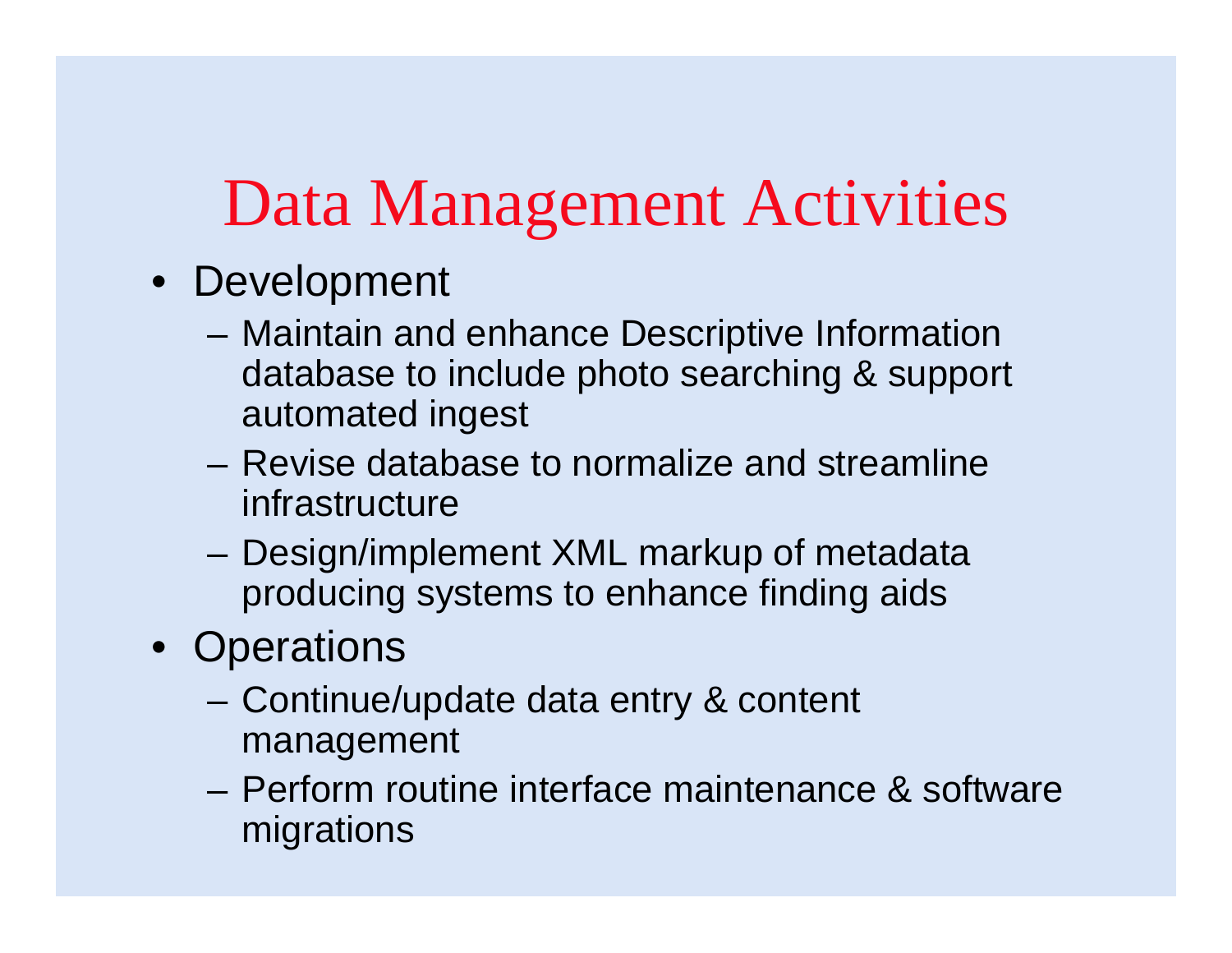# Data Management Activities

- Development
  - Maintain and enhance Descriptive Information database to include photo searching & support automated ingest
  - Revise database to normalize and streamline infrastructure
  - Design/implement XML markup of metadata producing systems to enhance finding aids
- Operations
  - Continue/update data entry & content management
  - Perform routine interface maintenance & software migrations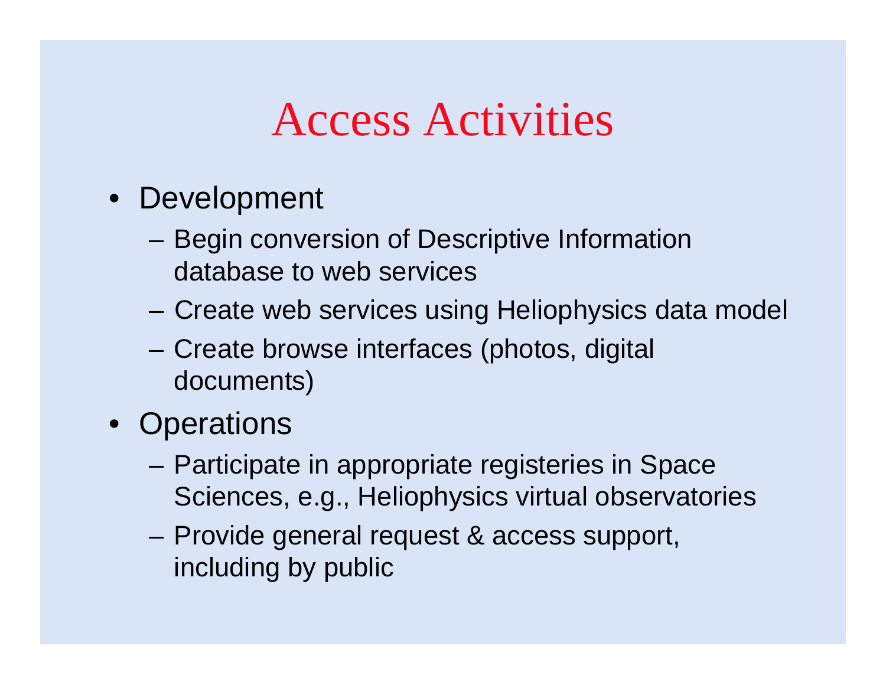# Access Activities

- Development
  - Begin conversion of Descriptive Information database to web services
  - Create web services using Heliophysics data model
  - Create browse interfaces (photos, digital documents)
- Operations
  - Participate in appropriate registeries in Space Sciences, e.g., Heliophysics virtual observatories
  - Provide general request & access support, including by public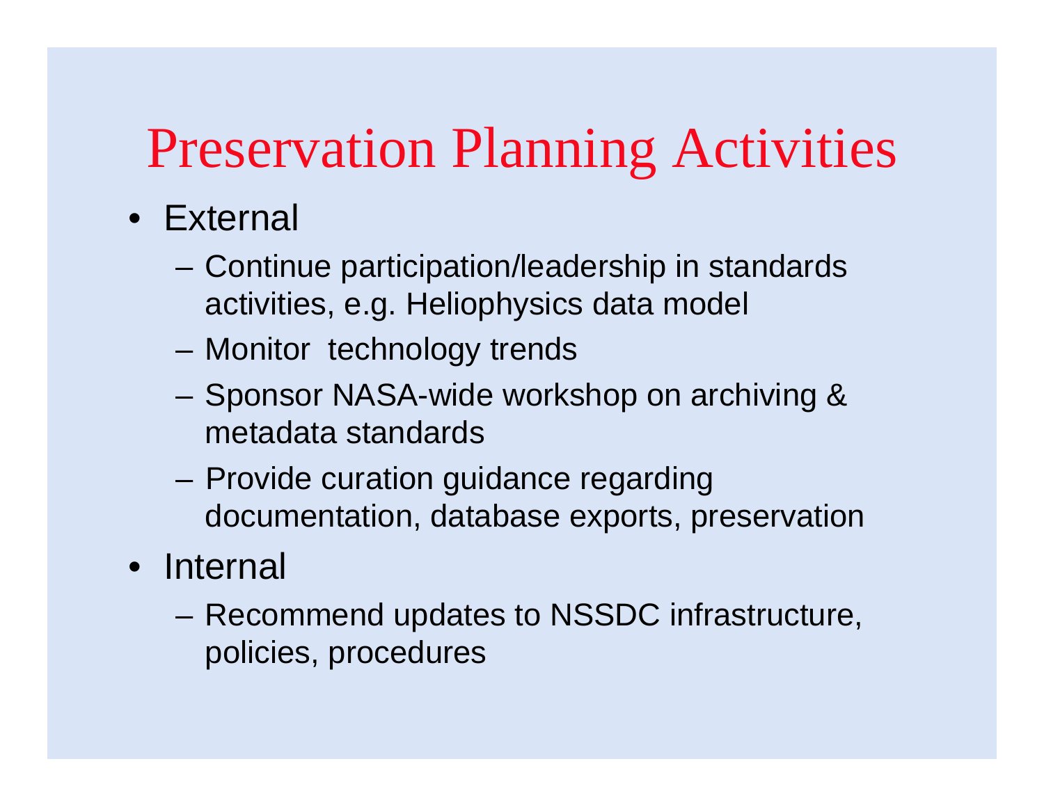# Preservation Planning Activities

- External
  - Continue participation/leadership in standards activities, e.g. Heliophysics data model
  - Monitor technology trends
  - Sponsor NASA-wide workshop on archiving & metadata standards
  - Provide curation guidance regarding documentation, database exports, preservation
- Internal
  - Recommend updates to NSSDC infrastructure, policies, procedures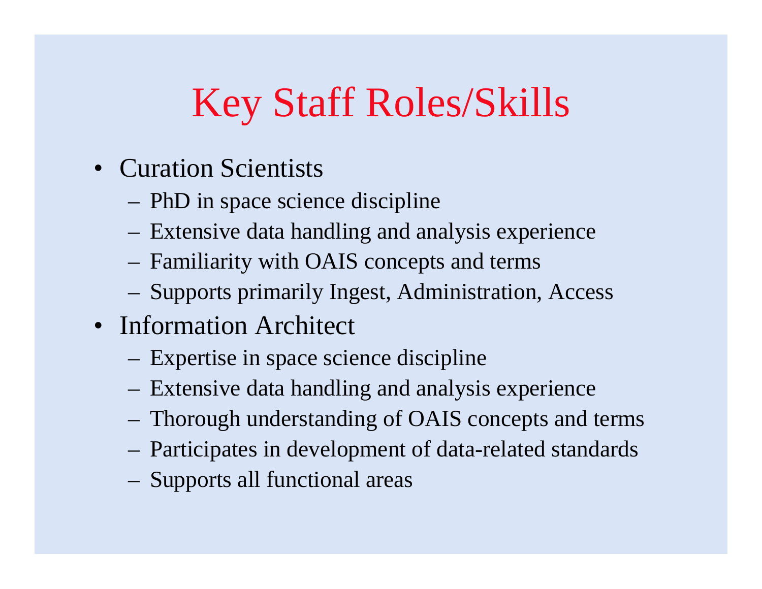# Key Staff Roles/Skills

- Curation Scientists
  - PhD in space science discipline
  - Extensive data handling and analysis experience
  - Familiarity with OAIS concepts and terms
  - Supports primarily Ingest, Administration, Access
- Information Architect
  - Expertise in space science discipline
  - Extensive data handling and analysis experience
  - Thorough understanding of OAIS concepts and terms
  - Participates in development of data-related standards
  - Supports all functional areas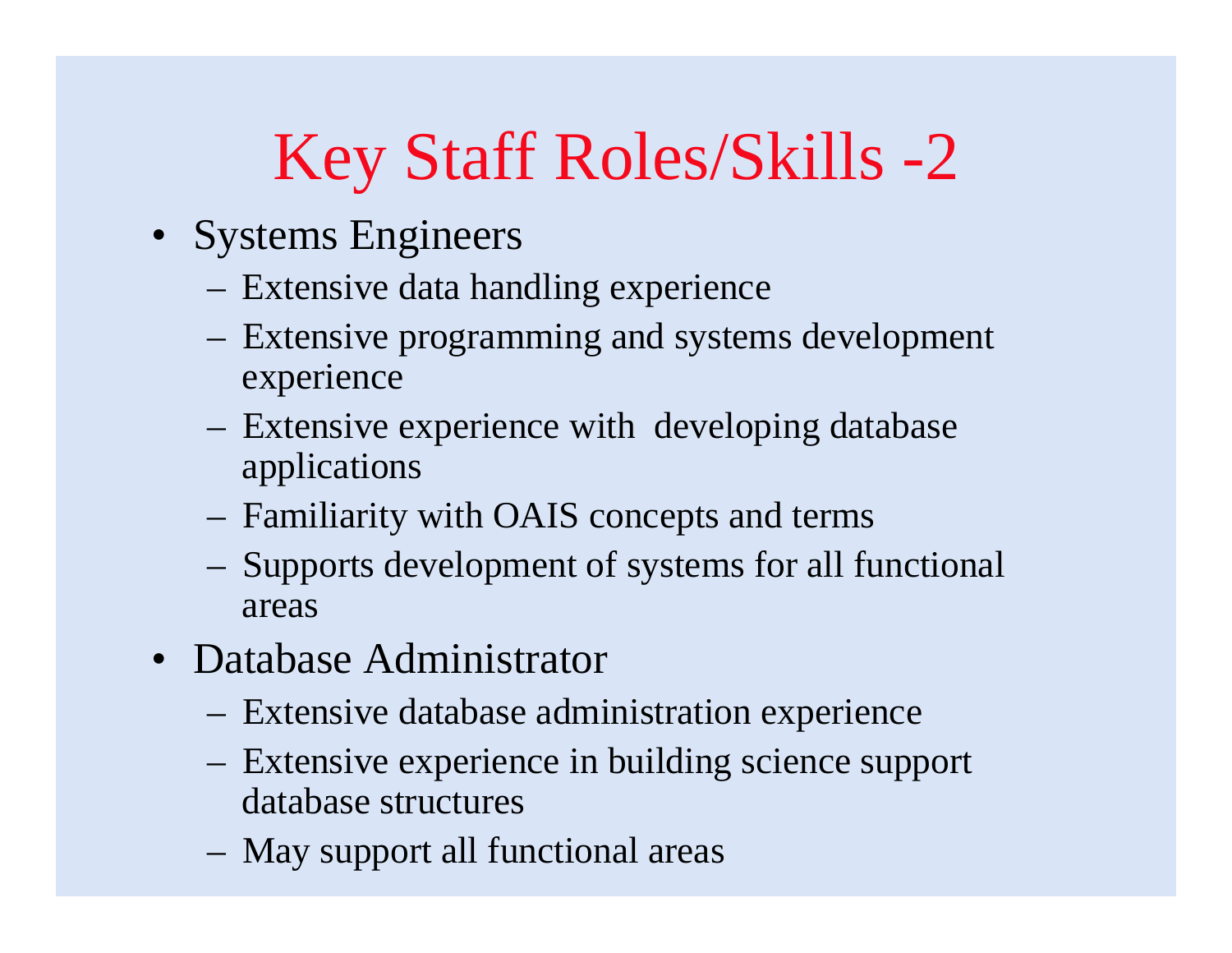# Key Staff Roles/Skills -2

- Systems Engineers
  - Extensive data handling experience
  - Extensive programming and systems development experience
  - Extensive experience with developing database applications
  - Familiarity with OAIS concepts and terms
  - Supports development of systems for all functional areas
- Database Administrator
  - Extensive database administration experience
  - Extensive experience in building science support database structures
  - May support all functional areas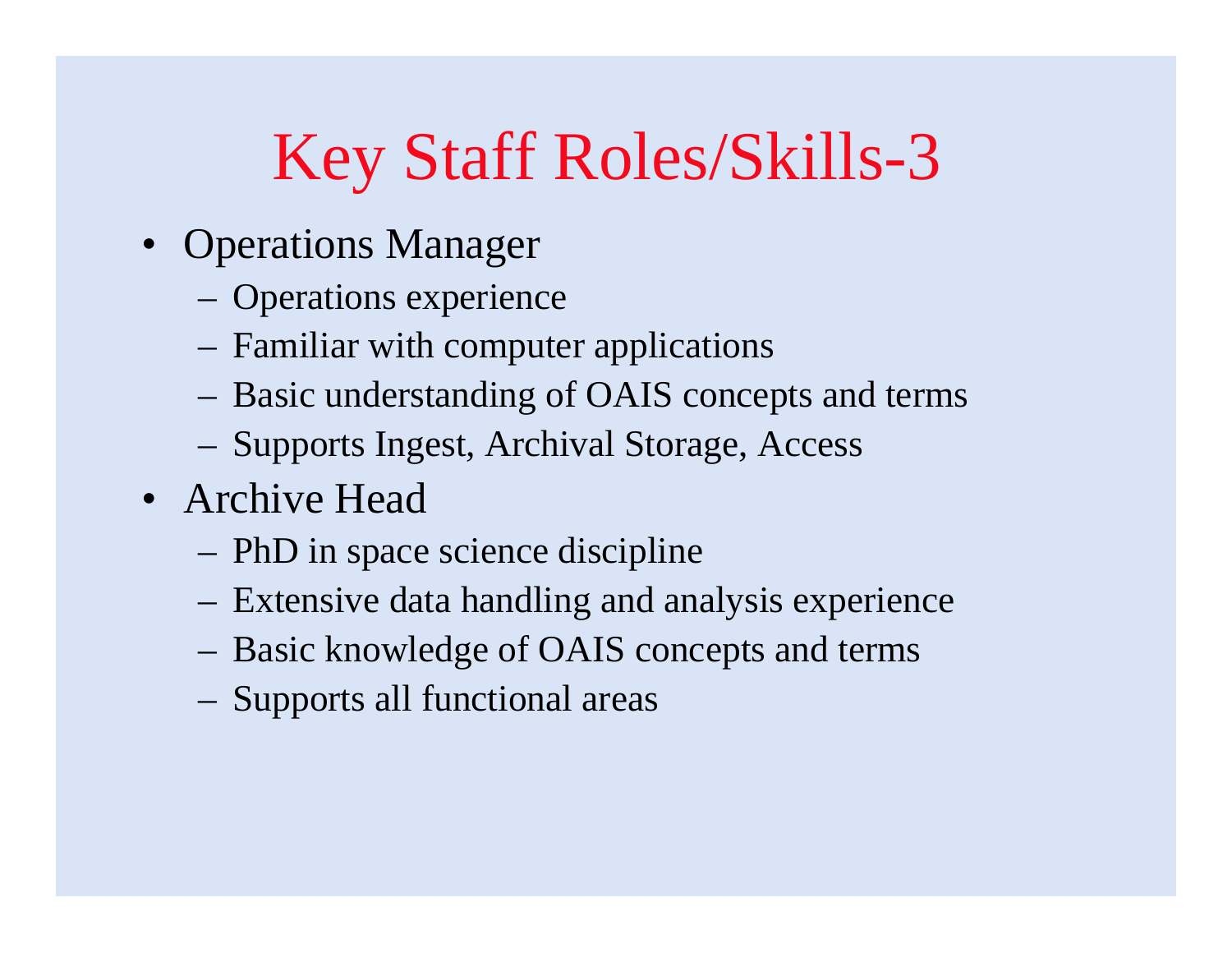# Key Staff Roles/Skills-3

- Operations Manager
  - Operations experience
  - Familiar with computer applications
  - Basic understanding of OAIS concepts and terms
  - Supports Ingest, Archival Storage, Access
- Archive Head
  - PhD in space science discipline
  - Extensive data handling and analysis experience
  - Basic knowledge of OAIS concepts and terms
  - Supports all functional areas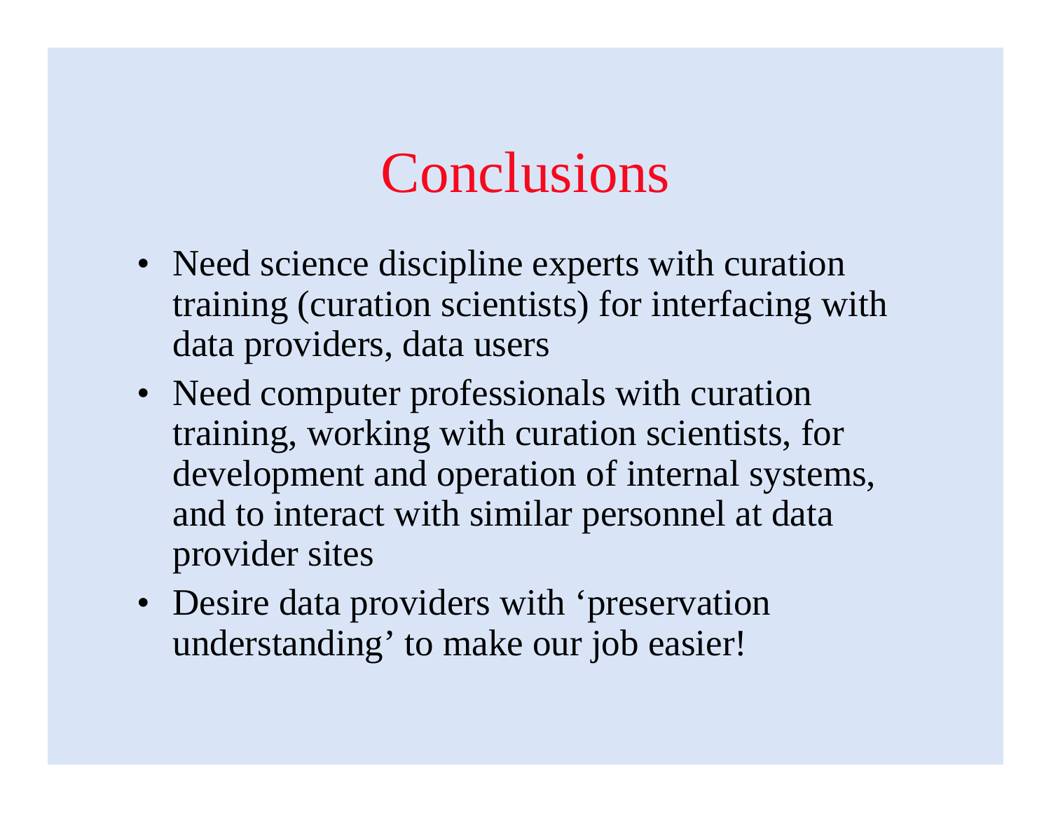# Conclusions

- Need science discipline experts with curation training (curation scientists) for interfacing with data providers, data users
- Need computer professionals with curation training, working with curation scientists, for development and operation of internal systems, and to interact with similar personnel at data provider sites
- Desire data providers with 'preservation understanding' to make our job easier!